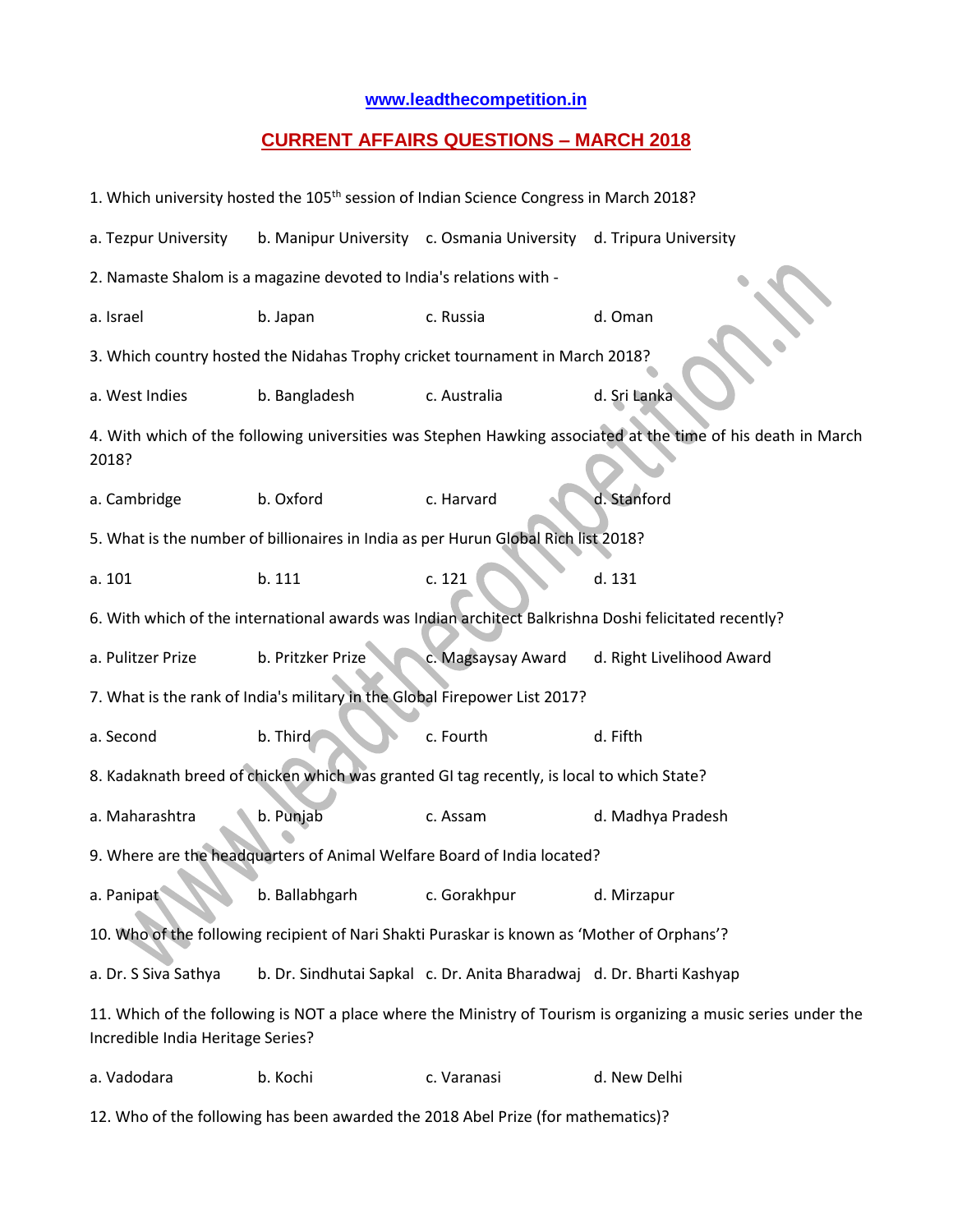**www.leadthecompetition.in**

## CURRENT AFFAIRS QUESTIONS – MARCH 2018

1. Which university hosted the 105th session of Indian Science Congress in March 2018?

a. Tezpur University b. Manipur University c. Osmania University d. Tripura University

2. Namaste Shalom is a magazine devoted to India's relations with -

a. Israel b. Japan c. Russia d. Oman

3. Which country hosted the Nidahas Trophy cricket tournament in March 2018?

a. West Indies b. Bangladesh c. Australia d. Sri Lanka

4. With which of the following universities was Stephen Hawking associated at the time of his death in March 2018?

a. Cambridge b. Oxford c. Harvard d. Stanford

5. What is the number of billionaires in India as per Hurun Global Rich list 2018?

a. 101 b. 111 c. 121 d. 131

6. With which of the international awards was Indian architect Balkrishna Doshi felicitated recently?

a. Pulitzer Prize b. Pritzker Prize c. Magsaysay Award d. Right Livelihood Award

7. What is the rank of India's military in the Global Firepower List 2017?

a. Second b. Third c. Fourth d. Fifth

8. Kadaknath breed of chicken which was granted GI tag recently, is local to which State?

a. Maharashtra b. Punjab c. Assam d. Madhya Pradesh

9. Where are the headquarters of Animal Welfare Board of India located?

a. Panipat b. Ballabhgarh c. Gorakhpur d. Mirzapur

10. Who of the following recipient of Nari Shakti Puraskar is known as 'Mother of Orphans'?

a. Dr. S Siva Sathya b. Dr. Sindhutai Sapkal c. Dr. Anita Bharadwaj d. Dr. Bharti Kashyap

11. Which of the following is NOT a place where the Ministry of Tourism is organizing a music series under the Incredible India Heritage Series?

a. Vadodara b. Kochi c. Varanasi d. New Delhi

12. Who of the following has been awarded the 2018 Abel Prize (for mathematics)?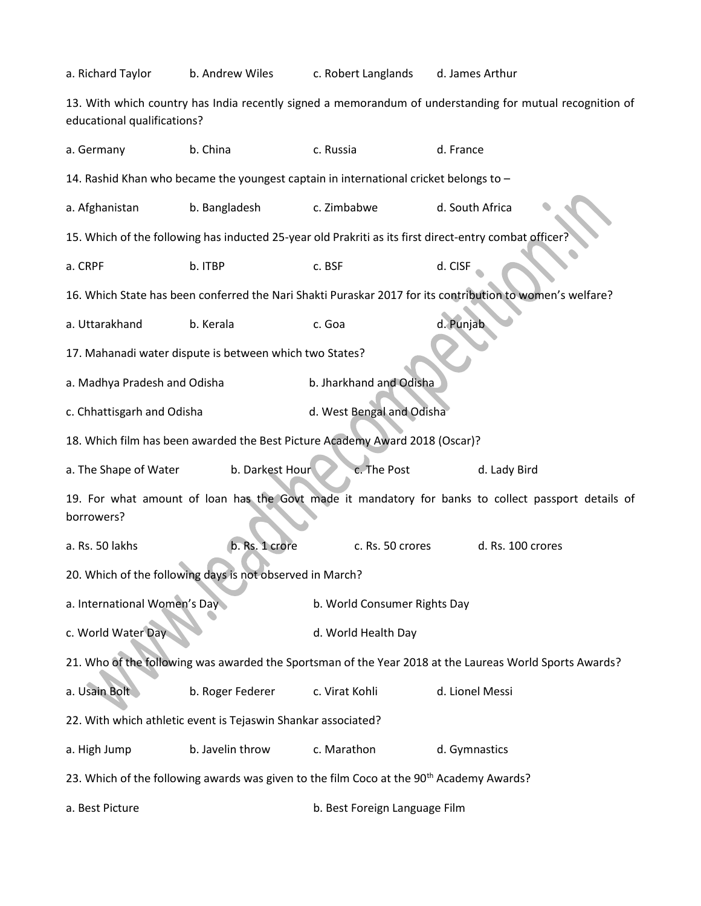a. Richard Taylor b. Andrew Wiles c. Robert Langlands d. James Arthur

13. With which country has India recently signed a memorandum of understanding for mutual recognition of educational qualifications?

a. Germany b. China c. Russia d. France

14. Rashid Khan who became the youngest captain in international cricket belongs to –

a. Afghanistan b. Bangladesh c. Zimbabwe d. South Africa

15. Which of the following has inducted 25-year old Prakriti as its first direct-entry combat officer?

a. CRPF b. ITBP c. BSF d. CISF

16. Which State has been conferred the Nari Shakti Puraskar 2017 for its contribution to women's welfare?

a. Uttarakhand b. Kerala c. Goa d. Punjab

17. Mahanadi water dispute is between which two States?

a. Madhya Pradesh and Odisha b. Jharkhand and Odisha

c. Chhattisgarh and Odisha d. West Bengal and Odisha

18. Which film has been awarded the Best Picture Academy Award 2018 (Oscar)?

a. The Shape of Water b. Darkest Hour c. The Post d. Lady Bird

19. For what amount of loan has the Govt made it mandatory for banks to collect passport details of borrowers?

a. Rs. 50 lakhs b. Rs. 1 crore c. Rs. 50 crores d. Rs. 100 crores

20. Which of the following days is not observed in March?

a. International Women's Day b. World Consumer Rights Day

c. World Water Day d. World Health Day

21. Who of the following was awarded the Sportsman of the Year 2018 at the Laureas World Sports Awards?

a. Usain Bolt b. Roger Federer c. Virat Kohli d. Lionel Messi

22. With which athletic event is Tejaswin Shankar associated?

a. High Jump b. Javelin throw c. Marathon d. Gymnastics

23. Which of the following awards was given to the film Coco at the 90th Academy Awards?

a. Best Picture b. Best Foreign Language Film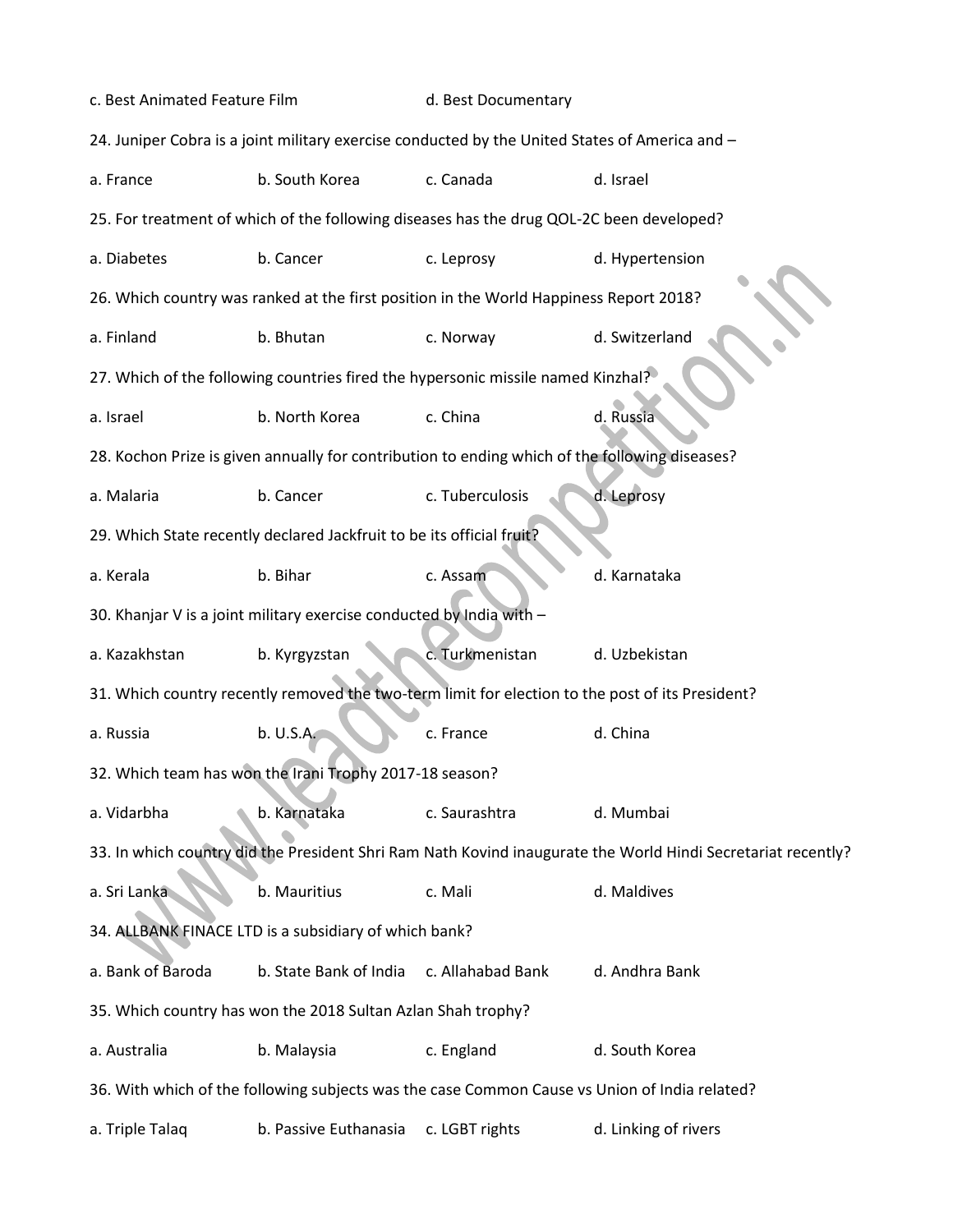c. Best Animated Feature Film    d. Best Documentary

24. Juniper Cobra is a joint military exercise conducted by the United States of America and –

a. France    b. South Korea    c. Canada    d. Israel

25. For treatment of which of the following diseases has the drug QOL-2C been developed?

a. Diabetes    b. Cancer    c. Leprosy    d. Hypertension

26. Which country was ranked at the first position in the World Happiness Report 2018?

a. Finland    b. Bhutan    c. Norway    d. Switzerland

27. Which of the following countries fired the hypersonic missile named Kinzhal?

a. Israel    b. North Korea    c. China    d. Russia

28. Kochon Prize is given annually for contribution to ending which of the following diseases?

a. Malaria    b. Cancer    c. Tuberculosis    d. Leprosy

29. Which State recently declared Jackfruit to be its official fruit?

a. Kerala    b. Bihar    c. Assam    d. Karnataka

30. Khanjar V is a joint military exercise conducted by India with –

a. Kazakhstan    b. Kyrgyzstan    c. Turkmenistan    d. Uzbekistan

31. Which country recently removed the two-term limit for election to the post of its President?

a. Russia    b. U.S.A.    c. France    d. China

32. Which team has won the Irani Trophy 2017-18 season?

a. Vidarbha    b. Karnataka    c. Saurashtra    d. Mumbai

33. In which country did the President Shri Ram Nath Kovind inaugurate the World Hindi Secretariat recently?

a. Sri Lanka    b. Mauritius    c. Mali    d. Maldives

34. ALLBANK FINACE LTD is a subsidiary of which bank?

a. Bank of Baroda    b. State Bank of India    c. Allahabad Bank    d. Andhra Bank

35. Which country has won the 2018 Sultan Azlan Shah trophy?

a. Australia    b. Malaysia    c. England    d. South Korea

36. With which of the following subjects was the case Common Cause vs Union of India related?

a. Triple Talaq    b. Passive Euthanasia    c. LGBT rights    d. Linking of rivers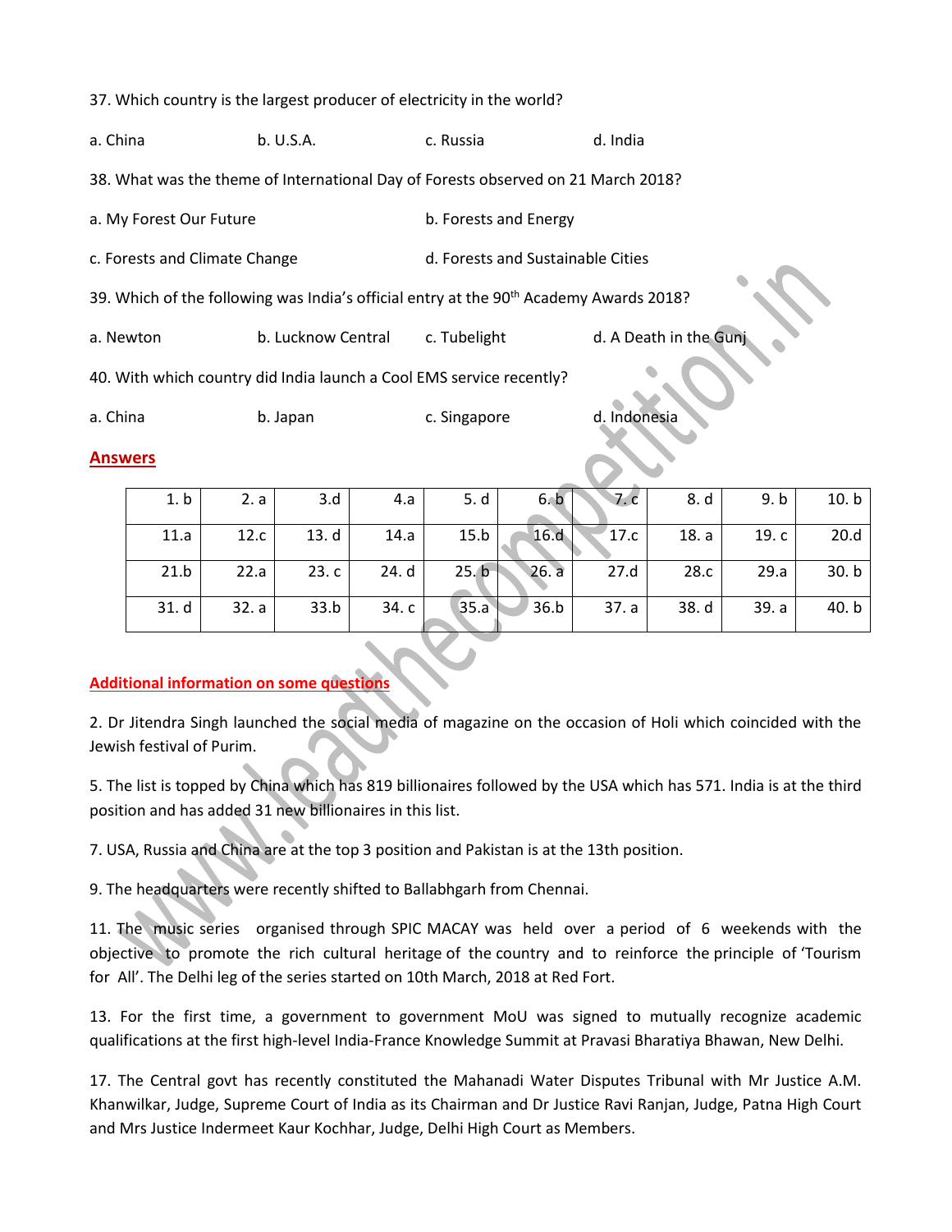37. Which country is the largest producer of electricity in the world?

a. China b. U.S.A. c. Russia d. India

38. What was the theme of International Day of Forests observed on 21 March 2018?

a. My Forest Our Future b. Forests and Energy

c. Forests and Climate Change d. Forests and Sustainable Cities

39. Which of the following was India's official entry at the 90th Academy Awards 2018?

a. Newton b. Lucknow Central c. Tubelight d. A Death in the Gunj

40. With which country did India launch a Cool EMS service recently?

a. China b. Japan c. Singapore d. Indonesia

## Answers

| | | | | | | | | | |
|---|---|---|---|---|---|---|---|---|---|
| 1. b | 2. a | 3.d | 4.a | 5. d | 6. b | 7. c | 8. d | 9. b | 10. b |
| 11.a | 12.c | 13. d | 14.a | 15.b | 16.d | 17.c | 18. a | 19. c | 20.d |
| 21.b | 22.a | 23. c | 24. d | 25. b | 26. a | 27.d | 28.c | 29.a | 30. b |
| 31. d | 32. a | 33.b | 34. c | 35.a | 36.b | 37. a | 38. d | 39. a | 40. b |

## Additional information on some questions

2. Dr Jitendra Singh launched the social media of magazine on the occasion of Holi which coincided with the Jewish festival of Purim.

5. The list is topped by China which has 819 billionaires followed by the USA which has 571. India is at the third position and has added 31 new billionaires in this list.

7. USA, Russia and China are at the top 3 position and Pakistan is at the 13th position.

9. The headquarters were recently shifted to Ballabhgarh from Chennai.

11. The music series organised through SPIC MACAY was held over a period of 6 weekends with the objective to promote the rich cultural heritage of the country and to reinforce the principle of 'Tourism for All'. The Delhi leg of the series started on 10th March, 2018 at Red Fort.

13. For the first time, a government to government MoU was signed to mutually recognize academic qualifications at the first high-level India-France Knowledge Summit at Pravasi Bharatiya Bhawan, New Delhi.

17. The Central govt has recently constituted the Mahanadi Water Disputes Tribunal with Mr Justice A.M. Khanwilkar, Judge, Supreme Court of India as its Chairman and Dr Justice Ravi Ranjan, Judge, Patna High Court and Mrs Justice Indermeet Kaur Kochhar, Judge, Delhi High Court as Members.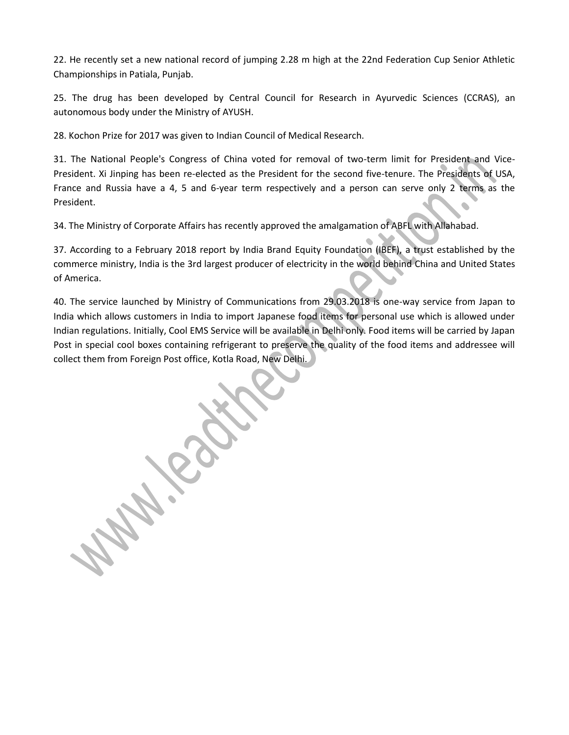22. He recently set a new national record of jumping 2.28 m high at the 22nd Federation Cup Senior Athletic Championships in Patiala, Punjab.

25. The drug has been developed by Central Council for Research in Ayurvedic Sciences (CCRAS), an autonomous body under the Ministry of AYUSH.

28. Kochon Prize for 2017 was given to Indian Council of Medical Research.

31. The National People's Congress of China voted for removal of two-term limit for President and Vice-President. Xi Jinping has been re-elected as the President for the second five-tenure. The Presidents of USA, France and Russia have a 4, 5 and 6-year term respectively and a person can serve only 2 terms as the President.

34. The Ministry of Corporate Affairs has recently approved the amalgamation of ABFL with Allahabad.

37. According to a February 2018 report by India Brand Equity Foundation (IBEF), a trust established by the commerce ministry, India is the 3rd largest producer of electricity in the world behind China and United States of America.

40. The service launched by Ministry of Communications from 29.03.2018 is one-way service from Japan to India which allows customers in India to import Japanese food items for personal use which is allowed under Indian regulations. Initially, Cool EMS Service will be available in Delhi only. Food items will be carried by Japan Post in special cool boxes containing refrigerant to preserve the quality of the food items and addressee will collect them from Foreign Post office, Kotla Road, New Delhi.